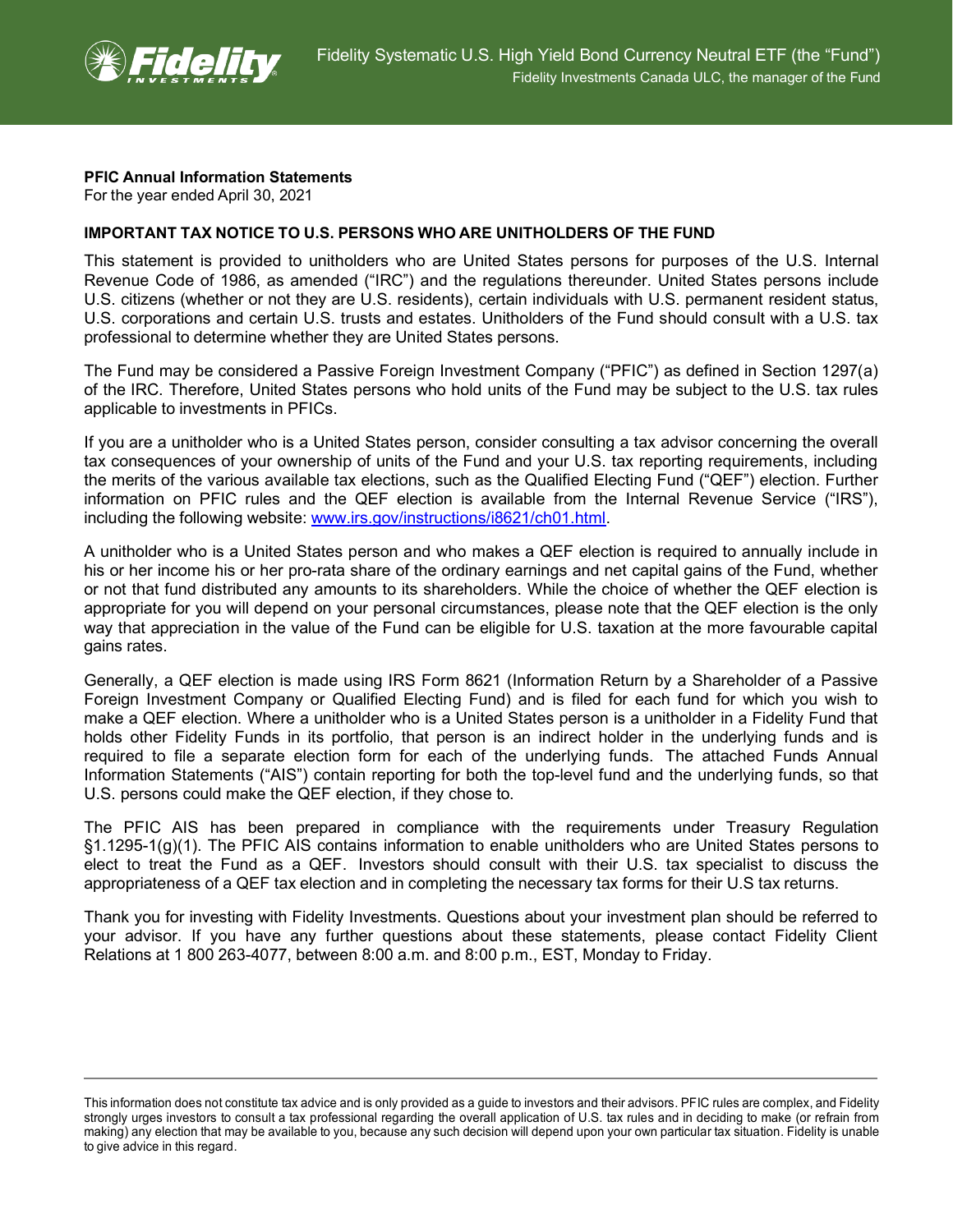Fidelity Systematic U.S. High Yield Bond Currency Neutral ETF (the "Fund")

Fidelity Investments Canada ULC, the manager of the Fund

**PFIC Annual Information Statements**

For the year ended April 30, 2021

**IMPORTANT TAX NOTICE TO U.S. PERSONS WHO ARE UNITHOLDERS OF THE FUND**

This statement is provided to unitholders who are United States persons for purposes of the U.S. Internal Revenue Code of 1986, as amended ("IRC") and the regulations thereunder. United States persons include U.S. citizens (whether or not they are U.S. residents), certain individuals with U.S. permanent resident status, U.S. corporations and certain U.S. trusts and estates. Unitholders of the Fund should consult with a U.S. tax professional to determine whether they are United States persons.

The Fund may be considered a Passive Foreign Investment Company ("PFIC") as defined in Section 1297(a) of the IRC. Therefore, United States persons who hold units of the Fund may be subject to the U.S. tax rules applicable to investments in PFICs.

If you are a unitholder who is a United States person, consider consulting a tax advisor concerning the overall tax consequences of your ownership of units of the Fund and your U.S. tax reporting requirements, including the merits of the various available tax elections, such as the Qualified Electing Fund ("QEF") election. Further information on PFIC rules and the QEF election is available from the Internal Revenue Service ("IRS"), including the following website: [www.irs.gov/instructions/i8621/ch01.html](www.irs.gov/instructions/i8621/ch01.html).

A unitholder who is a United States person and who makes a QEF election is required to annually include in his or her income his or her pro-rata share of the ordinary earnings and net capital gains of the Fund, whether or not that fund distributed any amounts to its shareholders. While the choice of whether the QEF election is appropriate for you will depend on your personal circumstances, please note that the QEF election is the only way that appreciation in the value of the Fund can be eligible for U.S. taxation at the more favourable capital gains rates.

Generally, a QEF election is made using IRS Form 8621 (Information Return by a Shareholder of a Passive Foreign Investment Company or Qualified Electing Fund) and is filed for each fund for which you wish to make a QEF election. Where a unitholder who is a United States person is a unitholder in a Fidelity Fund that holds other Fidelity Funds in its portfolio, that person is an indirect holder in the underlying funds and is required to file a separate election form for each of the underlying funds. The attached Funds Annual Information Statements ("AIS") contain reporting for both the top-level fund and the underlying funds, so that U.S. persons could make the QEF election, if they chose to.

The PFIC AIS has been prepared in compliance with the requirements under Treasury Regulation §1.1295-1(g)(1). The PFIC AIS contains information to enable unitholders who are United States persons to elect to treat the Fund as a QEF. Investors should consult with their U.S. tax specialist to discuss the appropriateness of a QEF tax election and in completing the necessary tax forms for their U.S tax returns.

Thank you for investing with Fidelity Investments. Questions about your investment plan should be referred to your advisor. If you have any further questions about these statements, please contact Fidelity Client Relations at 1 800 263-4077, between 8:00 a.m. and 8:00 p.m., EST, Monday to Friday.

---

This information does not constitute tax advice and is only provided as a guide to investors and their advisors. PFIC rules are complex, and Fidelity strongly urges investors to consult a tax professional regarding the overall application of U.S. tax rules and in deciding to make (or refrain from making) any election that may be available to you, because any such decision will depend upon your own particular tax situation. Fidelity is unable to give advice in this regard.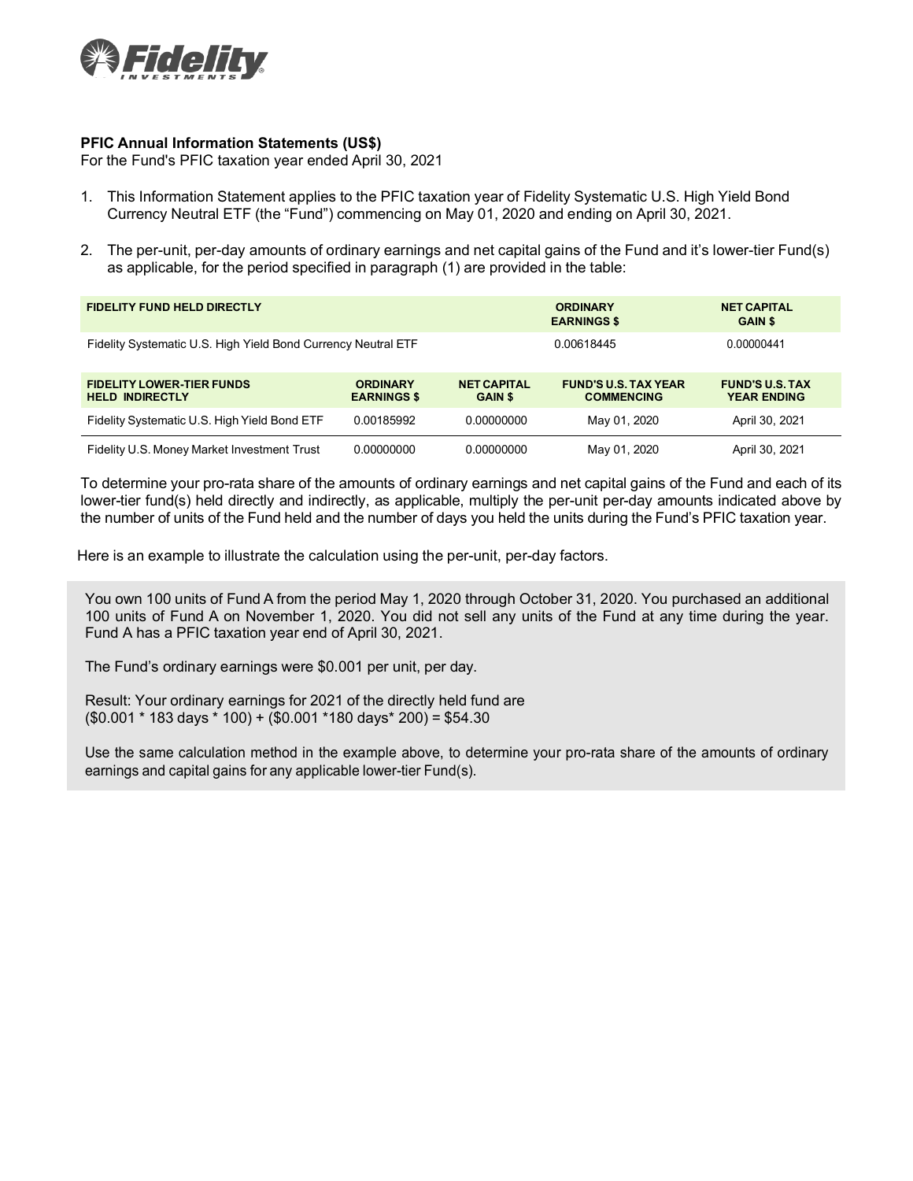**PFIC Annual Information Statements (US$)**

For the Fund's PFIC taxation year ended April 30, 2021

1. This Information Statement applies to the PFIC taxation year of Fidelity Systematic U.S. High Yield Bond Currency Neutral ETF (the "Fund") commencing on May 01, 2020 and ending on April 30, 2021.

2. The per-unit, per-day amounts of ordinary earnings and net capital gains of the Fund and it's lower-tier Fund(s) as applicable, for the period specified in paragraph (1) are provided in the table:

| FIDELITY FUND HELD DIRECTLY | ORDINARY EARNINGS $ | NET CAPITAL GAIN $ |
|---|---|---|
| Fidelity Systematic U.S. High Yield Bond Currency Neutral ETF | 0.00618445 | 0.00000441 |

| FIDELITY LOWER-TIER FUNDS HELD INDIRECTLY | ORDINARY EARNINGS $ | NET CAPITAL GAIN $ | FUND'S U.S. TAX YEAR COMMENCING | FUND'S U.S. TAX YEAR ENDING |
|---|---|---|---|---|
| Fidelity Systematic U.S. High Yield Bond ETF | 0.00185992 | 0.00000000 | May 01, 2020 | April 30, 2021 |
| Fidelity U.S. Money Market Investment Trust | 0.00000000 | 0.00000000 | May 01, 2020 | April 30, 2021 |

To determine your pro-rata share of the amounts of ordinary earnings and net capital gains of the Fund and each of its lower-tier fund(s) held directly and indirectly, as applicable, multiply the per-unit per-day amounts indicated above by the number of units of the Fund held and the number of days you held the units during the Fund's PFIC taxation year.

Here is an example to illustrate the calculation using the per-unit, per-day factors.

You own 100 units of Fund A from the period May 1, 2020 through October 31, 2020. You purchased an additional 100 units of Fund A on November 1, 2020. You did not sell any units of the Fund at any time during the year. Fund A has a PFIC taxation year end of April 30, 2021.

The Fund's ordinary earnings were $0.001 per unit, per day.

Result: Your ordinary earnings for 2021 of the directly held fund are
($0.001 * 183 days * 100) + ($0.001 *180 days* 200) = $54.30

Use the same calculation method in the example above, to determine your pro-rata share of the amounts of ordinary earnings and capital gains for any applicable lower-tier Fund(s).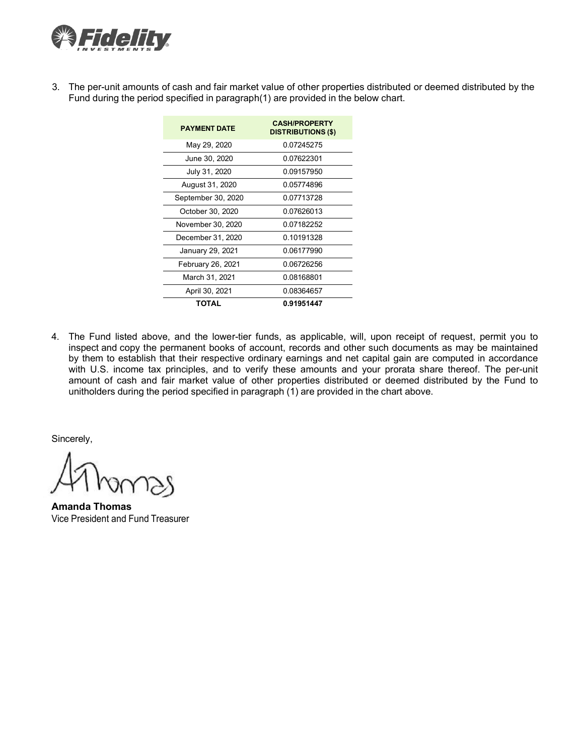3. The per-unit amounts of cash and fair market value of other properties distributed or deemed distributed by the Fund during the period specified in paragraph(1) are provided in the below chart.

| PAYMENT DATE | CASH/PROPERTY DISTRIBUTIONS ($) |
|---|---|
| May 29, 2020 | 0.07245275 |
| June 30, 2020 | 0.07622301 |
| July 31, 2020 | 0.09157950 |
| August 31, 2020 | 0.05774896 |
| September 30, 2020 | 0.07713728 |
| October 30, 2020 | 0.07626013 |
| November 30, 2020 | 0.07182252 |
| December 31, 2020 | 0.10191328 |
| January 29, 2021 | 0.06177990 |
| February 26, 2021 | 0.06726256 |
| March 31, 2021 | 0.08168801 |
| April 30, 2021 | 0.08364657 |
| **TOTAL** | **0.91951447** |

4. The Fund listed above, and the lower-tier funds, as applicable, will, upon receipt of request, permit you to inspect and copy the permanent books of account, records and other such documents as may be maintained by them to establish that their respective ordinary earnings and net capital gain are computed in accordance with U.S. income tax principles, and to verify these amounts and your prorata share thereof. The per-unit amount of cash and fair market value of other properties distributed or deemed distributed by the Fund to unitholders during the period specified in paragraph (1) are provided in the chart above.

Sincerely,

A Thomas

**Amanda Thomas**
Vice President and Fund Treasurer